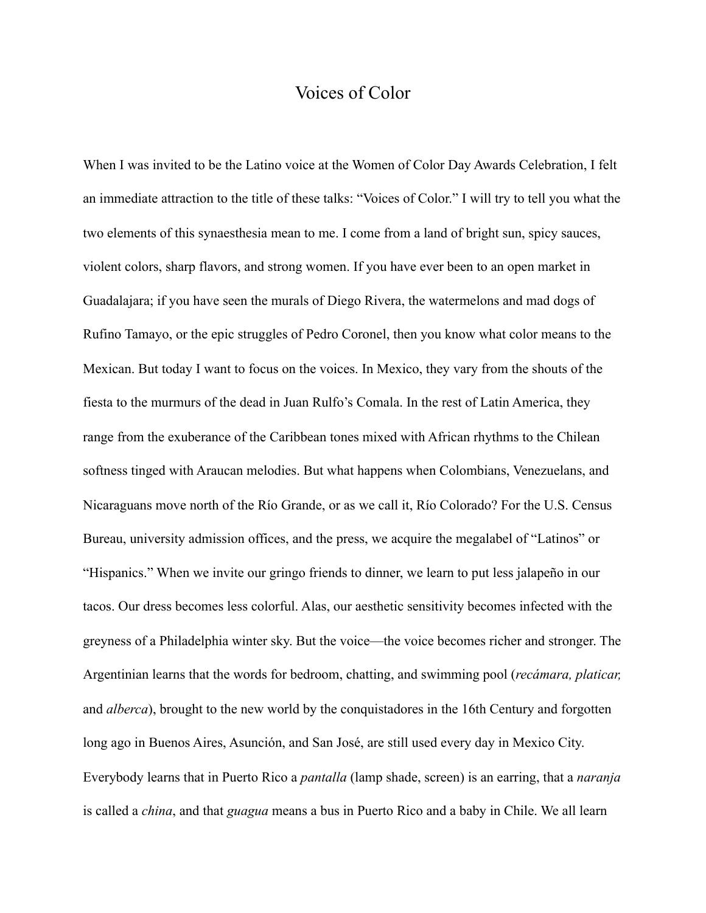# Voices of Color

When I was invited to be the Latino voice at the Women of Color Day Awards Celebration, I felt an immediate attraction to the title of these talks: "Voices of Color." I will try to tell you what the two elements of this synaesthesia mean to me. I come from a land of bright sun, spicy sauces, violent colors, sharp flavors, and strong women. If you have ever been to an open market in Guadalajara; if you have seen the murals of Diego Rivera, the watermelons and mad dogs of Rufino Tamayo, or the epic struggles of Pedro Coronel, then you know what color means to the Mexican. But today I want to focus on the voices. In Mexico, they vary from the shouts of the fiesta to the murmurs of the dead in Juan Rulfo's Comala. In the rest of Latin America, they range from the exuberance of the Caribbean tones mixed with African rhythms to the Chilean softness tinged with Araucan melodies. But what happens when Colombians, Venezuelans, and Nicaraguans move north of the Río Grande, or as we call it, Río Colorado? For the U.S. Census Bureau, university admission offices, and the press, we acquire the megalabel of "Latinos" or "Hispanics." When we invite our gringo friends to dinner, we learn to put less jalapeño in our tacos. Our dress becomes less colorful. Alas, our aesthetic sensitivity becomes infected with the greyness of a Philadelphia winter sky. But the voice—the voice becomes richer and stronger. The Argentinian learns that the words for bedroom, chatting, and swimming pool (*recámara, platicar,* and *alberca*), brought to the new world by the conquistadores in the 16th Century and forgotten long ago in Buenos Aires, Asunción, and San José, are still used every day in Mexico City. Everybody learns that in Puerto Rico a *pantalla* (lamp shade, screen) is an earring, that a *naranja* is called a *china*, and that *guagua* means a bus in Puerto Rico and a baby in Chile. We all learn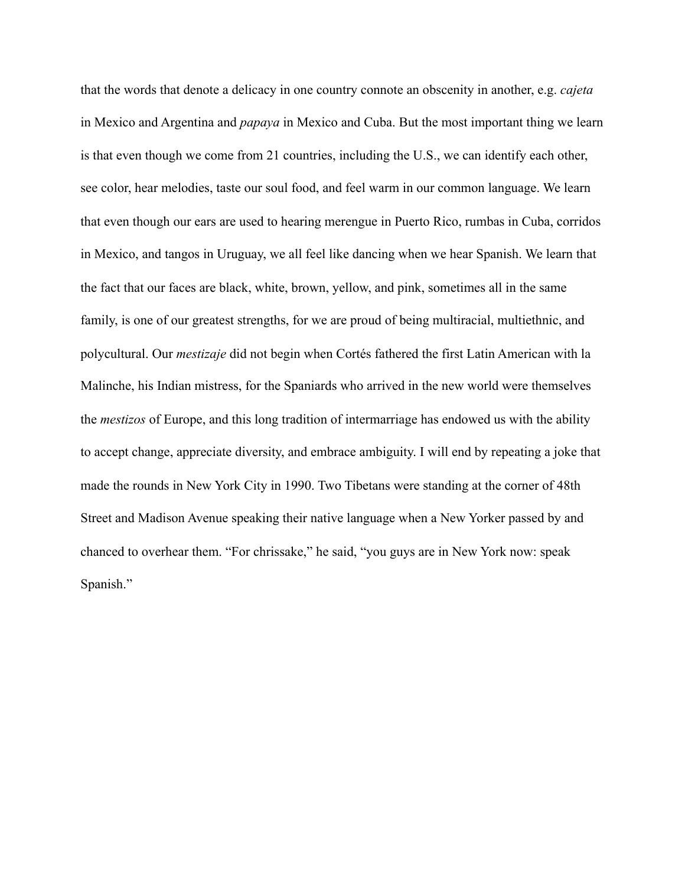that the words that denote a delicacy in one country connote an obscenity in another, e.g. *cajeta* in Mexico and Argentina and *papaya* in Mexico and Cuba. But the most important thing we learn is that even though we come from 21 countries, including the U.S., we can identify each other, see color, hear melodies, taste our soul food, and feel warm in our common language. We learn that even though our ears are used to hearing merengue in Puerto Rico, rumbas in Cuba, corridos in Mexico, and tangos in Uruguay, we all feel like dancing when we hear Spanish. We learn that the fact that our faces are black, white, brown, yellow, and pink, sometimes all in the same family, is one of our greatest strengths, for we are proud of being multiracial, multiethnic, and polycultural. Our *mestizaje* did not begin when Cortés fathered the first Latin American with la Malinche, his Indian mistress, for the Spaniards who arrived in the new world were themselves the *mestizos* of Europe, and this long tradition of intermarriage has endowed us with the ability to accept change, appreciate diversity, and embrace ambiguity. I will end by repeating a joke that made the rounds in New York City in 1990. Two Tibetans were standing at the corner of 48th Street and Madison Avenue speaking their native language when a New Yorker passed by and chanced to overhear them. "For chrissake," he said, "you guys are in New York now: speak Spanish."